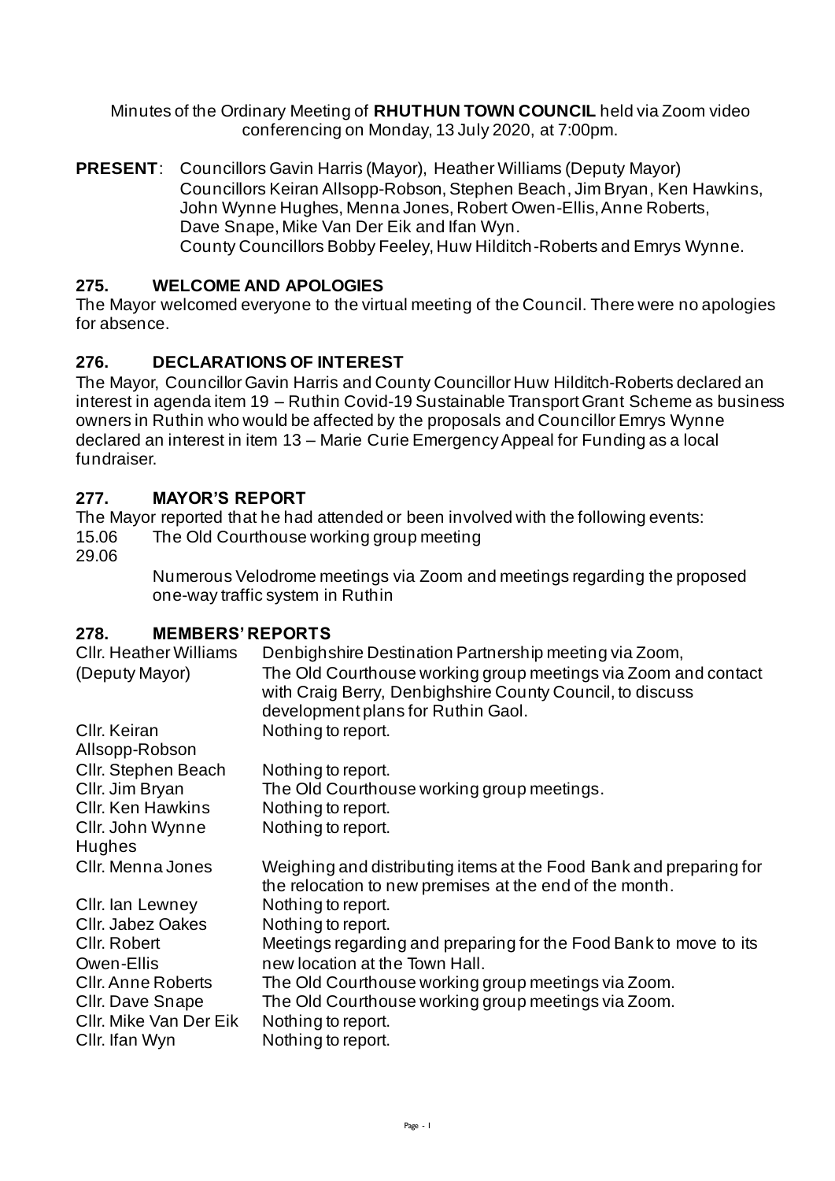Minutes of the Ordinary Meeting of **RHUTHUN TOWN COUNCIL** held via Zoom video conferencing on Monday, 13 July 2020, at 7:00pm.

**PRESENT**: Councillors Gavin Harris (Mayor), Heather Williams (Deputy Mayor)
Councillors Keiran Allsopp-Robson, Stephen Beach, Jim Bryan, Ken Hawkins, John Wynne Hughes, Menna Jones, Robert Owen-Ellis, Anne Roberts, Dave Snape, Mike Van Der Eik and Ifan Wyn.
County Councillors Bobby Feeley, Huw Hilditch-Roberts and Emrys Wynne.

## 275. WELCOME AND APOLOGIES

The Mayor welcomed everyone to the virtual meeting of the Council. There were no apologies for absence.

## 276. DECLARATIONS OF INTEREST

The Mayor, Councillor Gavin Harris and County Councillor Huw Hilditch-Roberts declared an interest in agenda item 19 – Ruthin Covid-19 Sustainable Transport Grant Scheme as business owners in Ruthin who would be affected by the proposals and Councillor Emrys Wynne declared an interest in item 13 – Marie Curie Emergency Appeal for Funding as a local fundraiser.

## 277. MAYOR'S REPORT

The Mayor reported that he had attended or been involved with the following events:

| | |
|---|---|
| 15.06 | The Old Courthouse working group meeting |
| 29.06 | |
| | Numerous Velodrome meetings via Zoom and meetings regarding the proposed one-way traffic system in Ruthin |

## 278. MEMBERS' REPORTS

| | |
|---|---|
| Cllr. Heather Williams (Deputy Mayor) | Denbighshire Destination Partnership meeting via Zoom, The Old Courthouse working group meetings via Zoom and contact with Craig Berry, Denbighshire County Council, to discuss development plans for Ruthin Gaol. |
| Cllr. Keiran Allsopp-Robson | Nothing to report. |
| Cllr. Stephen Beach | Nothing to report. |
| Cllr. Jim Bryan | The Old Courthouse working group meetings. |
| Cllr. Ken Hawkins | Nothing to report. |
| Cllr. John Wynne Hughes | Nothing to report. |
| Cllr. Menna Jones | Weighing and distributing items at the Food Bank and preparing for the relocation to new premises at the end of the month. |
| Cllr. Ian Lewney | Nothing to report. |
| Cllr. Jabez Oakes | Nothing to report. |
| Cllr. Robert Owen-Ellis | Meetings regarding and preparing for the Food Bank to move to its new location at the Town Hall. |
| Cllr. Anne Roberts | The Old Courthouse working group meetings via Zoom. |
| Cllr. Dave Snape | The Old Courthouse working group meetings via Zoom. |
| Cllr. Mike Van Der Eik | Nothing to report. |
| Cllr. Ifan Wyn | Nothing to report. |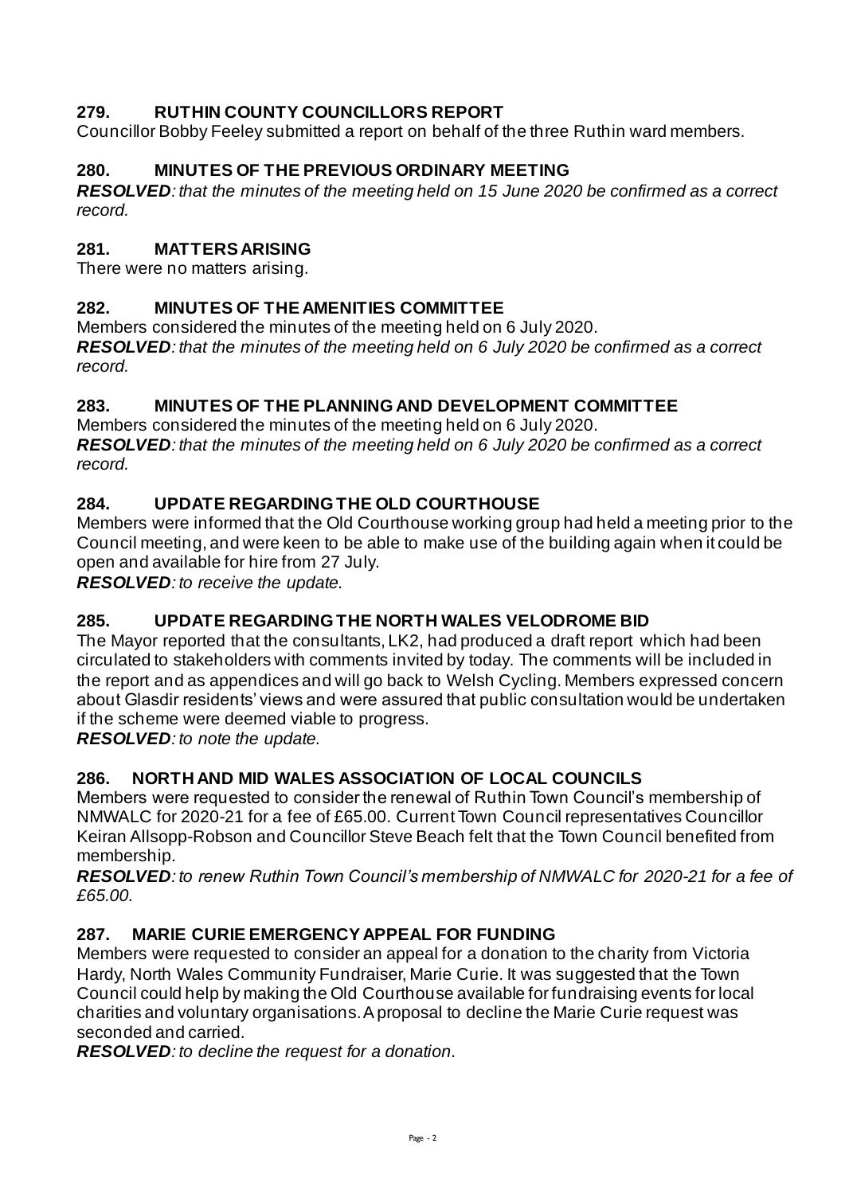## 279. RUTHIN COUNTY COUNCILLORS REPORT

Councillor Bobby Feeley submitted a report on behalf of the three Ruthin ward members.

## 280. MINUTES OF THE PREVIOUS ORDINARY MEETING

***RESOLVED****: that the minutes of the meeting held on 15 June 2020 be confirmed as a correct record.*

## 281. MATTERS ARISING

There were no matters arising.

## 282. MINUTES OF THE AMENITIES COMMITTEE

Members considered the minutes of the meeting held on 6 July 2020.
***RESOLVED****: that the minutes of the meeting held on 6 July 2020 be confirmed as a correct record.*

## 283. MINUTES OF THE PLANNING AND DEVELOPMENT COMMITTEE

Members considered the minutes of the meeting held on 6 July 2020.
***RESOLVED****: that the minutes of the meeting held on 6 July 2020 be confirmed as a correct record.*

## 284. UPDATE REGARDING THE OLD COURTHOUSE

Members were informed that the Old Courthouse working group had held a meeting prior to the Council meeting, and were keen to be able to make use of the building again when it could be open and available for hire from 27 July.
***RESOLVED****: to receive the update.*

## 285. UPDATE REGARDING THE NORTH WALES VELODROME BID

The Mayor reported that the consultants, LK2, had produced a draft report which had been circulated to stakeholders with comments invited by today. The comments will be included in the report and as appendices and will go back to Welsh Cycling. Members expressed concern about Glasdir residents' views and were assured that public consultation would be undertaken if the scheme were deemed viable to progress.
***RESOLVED****: to note the update.*

## 286. NORTH AND MID WALES ASSOCIATION OF LOCAL COUNCILS

Members were requested to consider the renewal of Ruthin Town Council's membership of NMWALC for 2020-21 for a fee of £65.00. Current Town Council representatives Councillor Keiran Allsopp-Robson and Councillor Steve Beach felt that the Town Council benefited from membership.
***RESOLVED****: to renew Ruthin Town Council's membership of NMWALC for 2020-21 for a fee of £65.00.*

## 287. MARIE CURIE EMERGENCY APPEAL FOR FUNDING

Members were requested to consider an appeal for a donation to the charity from Victoria Hardy, North Wales Community Fundraiser, Marie Curie. It was suggested that the Town Council could help by making the Old Courthouse available for fundraising events for local charities and voluntary organisations. A proposal to decline the Marie Curie request was seconded and carried.
***RESOLVED****: to decline the request for a donation.*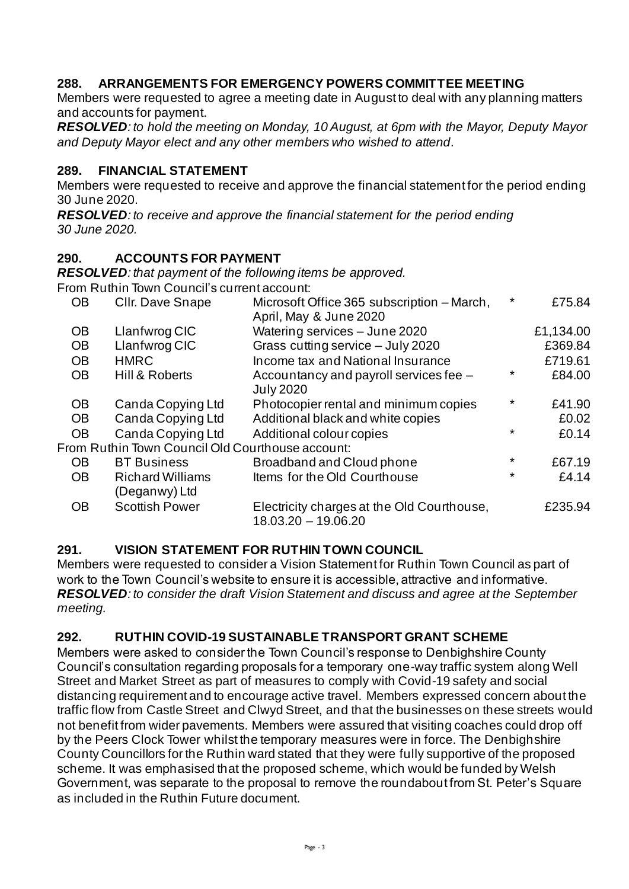## 288. ARRANGEMENTS FOR EMERGENCY POWERS COMMITTEE MEETING

Members were requested to agree a meeting date in August to deal with any planning matters and accounts for payment.

***RESOLVED****: to hold the meeting on Monday, 10 August, at 6pm with the Mayor, Deputy Mayor and Deputy Mayor elect and any other members who wished to attend.*

## 289. FINANCIAL STATEMENT

Members were requested to receive and approve the financial statement for the period ending 30 June 2020.

***RESOLVED****: to receive and approve the financial statement for the period ending 30 June 2020.*

## 290. ACCOUNTS FOR PAYMENT

***RESOLVED****: that payment of the following items be approved.*

From Ruthin Town Council's current account:

| | | | | |
|---|---|---|---|---|
| OB | Cllr. Dave Snape | Microsoft Office 365 subscription – March, April, May & June 2020 | * | £75.84 |
| OB | Llanfwrog CIC | Watering services – June 2020 | | £1,134.00 |
| OB | Llanfwrog CIC | Grass cutting service – July 2020 | | £369.84 |
| OB | HMRC | Income tax and National Insurance | | £719.61 |
| OB | Hill & Roberts | Accountancy and payroll services fee – July 2020 | * | £84.00 |
| OB | Canda Copying Ltd | Photocopier rental and minimum copies | * | £41.90 |
| OB | Canda Copying Ltd | Additional black and white copies | | £0.02 |
| OB | Canda Copying Ltd | Additional colour copies | * | £0.14 |

From Ruthin Town Council Old Courthouse account:

| | | | | |
|---|---|---|---|---|
| OB | BT Business | Broadband and Cloud phone | * | £67.19 |
| OB | Richard Williams (Deganwy) Ltd | Items for the Old Courthouse | * | £4.14 |
| OB | Scottish Power | Electricity charges at the Old Courthouse, 18.03.20 – 19.06.20 | | £235.94 |

## 291. VISION STATEMENT FOR RUTHIN TOWN COUNCIL

Members were requested to consider a Vision Statement for Ruthin Town Council as part of work to the Town Council's website to ensure it is accessible, attractive and informative.

***RESOLVED****: to consider the draft Vision Statement and discuss and agree at the September meeting.*

## 292. RUTHIN COVID-19 SUSTAINABLE TRANSPORT GRANT SCHEME

Members were asked to consider the Town Council's response to Denbighshire County Council's consultation regarding proposals for a temporary one-way traffic system along Well Street and Market Street as part of measures to comply with Covid-19 safety and social distancing requirement and to encourage active travel. Members expressed concern about the traffic flow from Castle Street and Clwyd Street, and that the businesses on these streets would not benefit from wider pavements. Members were assured that visiting coaches could drop off by the Peers Clock Tower whilst the temporary measures were in force. The Denbighshire County Councillors for the Ruthin ward stated that they were fully supportive of the proposed scheme. It was emphasised that the proposed scheme, which would be funded by Welsh Government, was separate to the proposal to remove the roundabout from St. Peter's Square as included in the Ruthin Future document.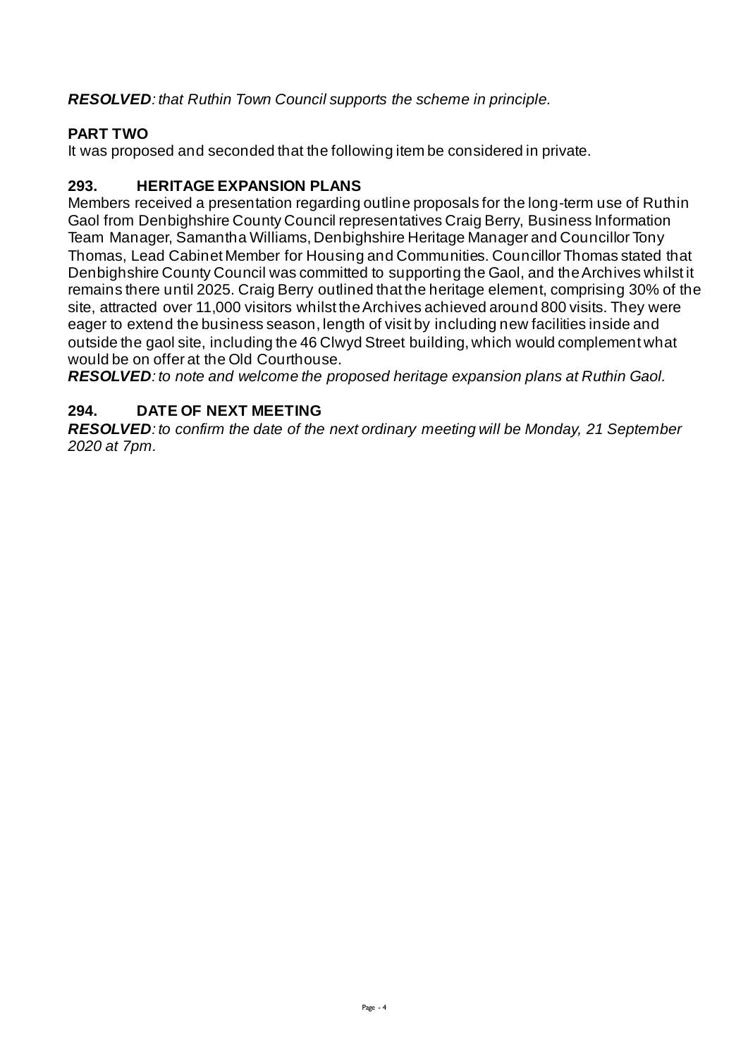***RESOLVED**: that Ruthin Town Council supports the scheme in principle.*

**PART TWO**

It was proposed and seconded that the following item be considered in private.

**293. HERITAGE EXPANSION PLANS**

Members received a presentation regarding outline proposals for the long-term use of Ruthin Gaol from Denbighshire County Council representatives Craig Berry, Business Information Team Manager, Samantha Williams, Denbighshire Heritage Manager and Councillor Tony Thomas, Lead Cabinet Member for Housing and Communities. Councillor Thomas stated that Denbighshire County Council was committed to supporting the Gaol, and the Archives whilst it remains there until 2025. Craig Berry outlined that the heritage element, comprising 30% of the site, attracted over 11,000 visitors whilst the Archives achieved around 800 visits. They were eager to extend the business season, length of visit by including new facilities inside and outside the gaol site, including the 46 Clwyd Street building, which would complement what would be on offer at the Old Courthouse.

***RESOLVED**: to note and welcome the proposed heritage expansion plans at Ruthin Gaol.*

**294. DATE OF NEXT MEETING**

***RESOLVED**: to confirm the date of the next ordinary meeting will be Monday, 21 September 2020 at 7pm.*